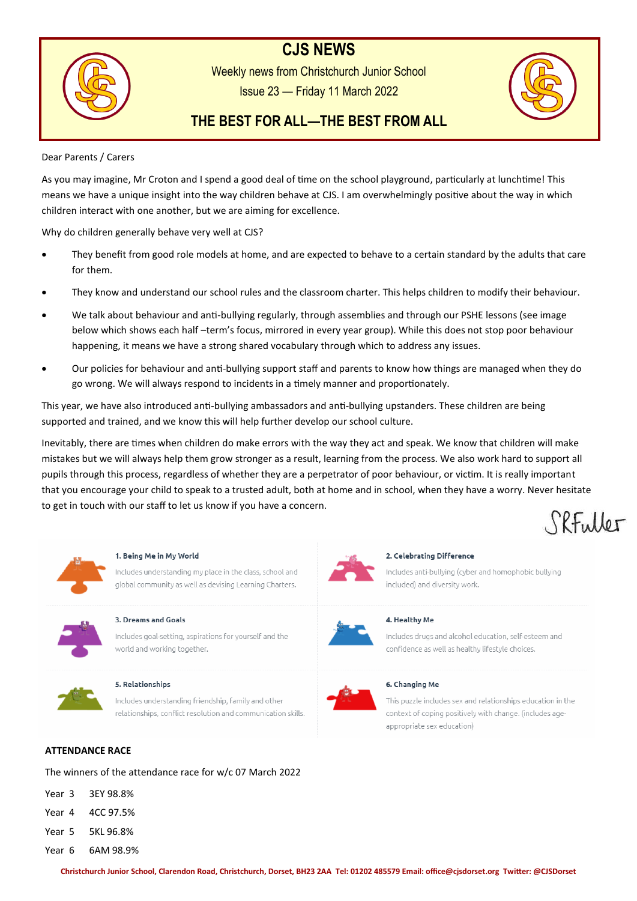# CJS NEWS

Weekly news from Christchurch Junior School

Issue 23 — Friday 11 March 2022

## THE BEST FOR ALL—THE BEST FROM ALL

Dear Parents / Carers

As you may imagine, Mr Croton and I spend a good deal of time on the school playground, particularly at lunchtime! This means we have a unique insight into the way children behave at CJS. I am overwhelmingly positive about the way in which children interact with one another, but we are aiming for excellence.

Why do children generally behave very well at CJS?

- They benefit from good role models at home, and are expected to behave to a certain standard by the adults that care for them.
- They know and understand our school rules and the classroom charter. This helps children to modify their behaviour.
- We talk about behaviour and anti-bullying regularly, through assemblies and through our PSHE lessons (see image below which shows each half –term's focus, mirrored in every year group). While this does not stop poor behaviour happening, it means we have a strong shared vocabulary through which to address any issues.
- Our policies for behaviour and anti-bullying support staff and parents to know how things are managed when they do go wrong. We will always respond to incidents in a timely manner and proportionately.

This year, we have also introduced anti-bullying ambassadors and anti-bullying upstanders. These children are being supported and trained, and we know this will help further develop our school culture.

Inevitably, there are times when children do make errors with the way they act and speak. We know that children will make mistakes but we will always help them grow stronger as a result, learning from the process. We also work hard to support all pupils through this process, regardless of whether they are a perpetrator of poor behaviour, or victim. It is really important that you encourage your child to speak to a trusted adult, both at home and in school, when they have a worry. Never hesitate to get in touch with our staff to let us know if you have a concern.

SRFuller

**1. Being Me in My World**
Includes understanding my place in the class, school and global community as well as devising Learning Charters.

**2. Celebrating Difference**
Includes anti-bullying (cyber and homophobic bullying included) and diversity work.

**3. Dreams and Goals**
Includes goal-setting, aspirations for yourself and the world and working together.

**4. Healthy Me**
Includes drugs and alcohol education, self-esteem and confidence as well as healthy lifestyle choices.

**5. Relationships**
Includes understanding friendship, family and other relationships, conflict resolution and communication skills.

**6. Changing Me**
This puzzle includes sex and relationships education in the context of coping positively with change. (includes age-appropriate sex education)

**ATTENDANCE RACE**

The winners of the attendance race for w/c 07 March 2022

Year 3 3EY 98.8%

Year 4 4CC 97.5%

Year 5 5KL 96.8%

Year 6 6AM 98.9%

Christchurch Junior School, Clarendon Road, Christchurch, Dorset, BH23 2AA Tel: 01202 485579 Email: office@cjsdorset.org Twitter: @CJSDorset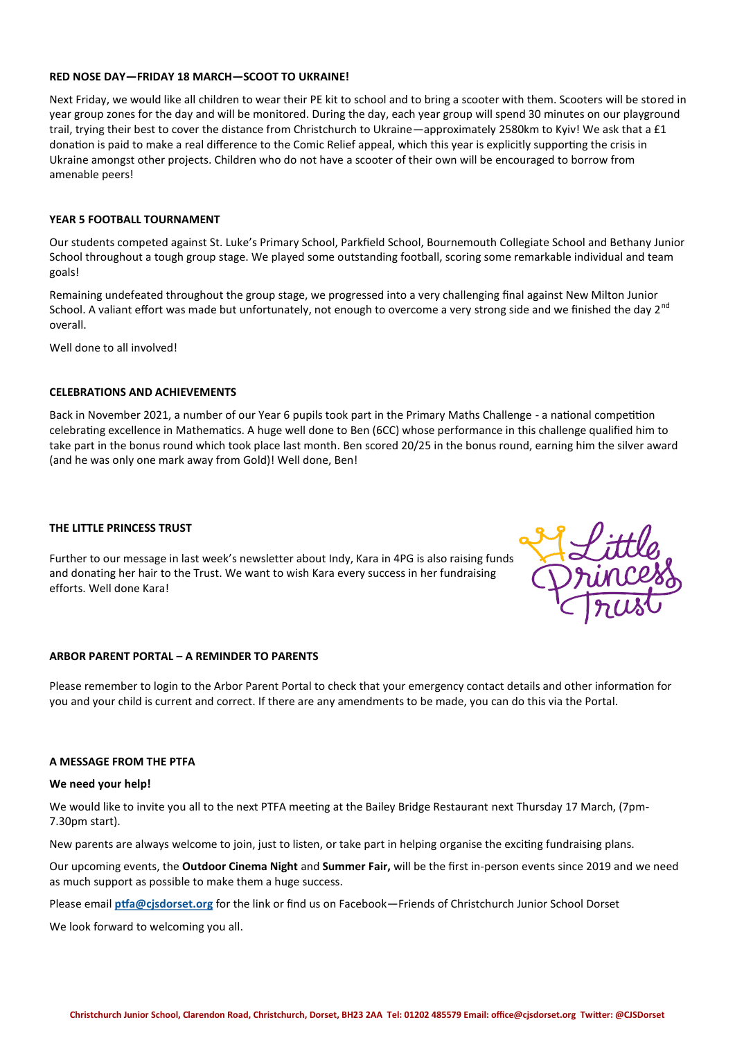## RED NOSE DAY—FRIDAY 18 MARCH—SCOOT TO UKRAINE!

Next Friday, we would like all children to wear their PE kit to school and to bring a scooter with them. Scooters will be stored in year group zones for the day and will be monitored. During the day, each year group will spend 30 minutes on our playground trail, trying their best to cover the distance from Christchurch to Ukraine—approximately 2580km to Kyiv! We ask that a £1 donation is paid to make a real difference to the Comic Relief appeal, which this year is explicitly supporting the crisis in Ukraine amongst other projects. Children who do not have a scooter of their own will be encouraged to borrow from amenable peers!

## YEAR 5 FOOTBALL TOURNAMENT

Our students competed against St. Luke's Primary School, Parkfield School, Bournemouth Collegiate School and Bethany Junior School throughout a tough group stage. We played some outstanding football, scoring some remarkable individual and team goals!

Remaining undefeated throughout the group stage, we progressed into a very challenging final against New Milton Junior School. A valiant effort was made but unfortunately, not enough to overcome a very strong side and we finished the day 2nd overall.

Well done to all involved!

## CELEBRATIONS AND ACHIEVEMENTS

Back in November 2021, a number of our Year 6 pupils took part in the Primary Maths Challenge - a national competition celebrating excellence in Mathematics. A huge well done to Ben (6CC) whose performance in this challenge qualified him to take part in the bonus round which took place last month. Ben scored 20/25 in the bonus round, earning him the silver award (and he was only one mark away from Gold)! Well done, Ben!

## THE LITTLE PRINCESS TRUST

Further to our message in last week's newsletter about Indy, Kara in 4PG is also raising funds and donating her hair to the Trust. We want to wish Kara every success in her fundraising efforts. Well done Kara!

## ARBOR PARENT PORTAL – A REMINDER TO PARENTS

Please remember to login to the Arbor Parent Portal to check that your emergency contact details and other information for you and your child is current and correct. If there are any amendments to be made, you can do this via the Portal.

## A MESSAGE FROM THE PTFA

**We need your help!**

We would like to invite you all to the next PTFA meeting at the Bailey Bridge Restaurant next Thursday 17 March, (7pm-7.30pm start).

New parents are always welcome to join, just to listen, or take part in helping organise the exciting fundraising plans.

Our upcoming events, the **Outdoor Cinema Night** and **Summer Fair,** will be the first in-person events since 2019 and we need as much support as possible to make them a huge success.

Please email **ptfa@cjsdorset.org** for the link or find us on Facebook—Friends of Christchurch Junior School Dorset

We look forward to welcoming you all.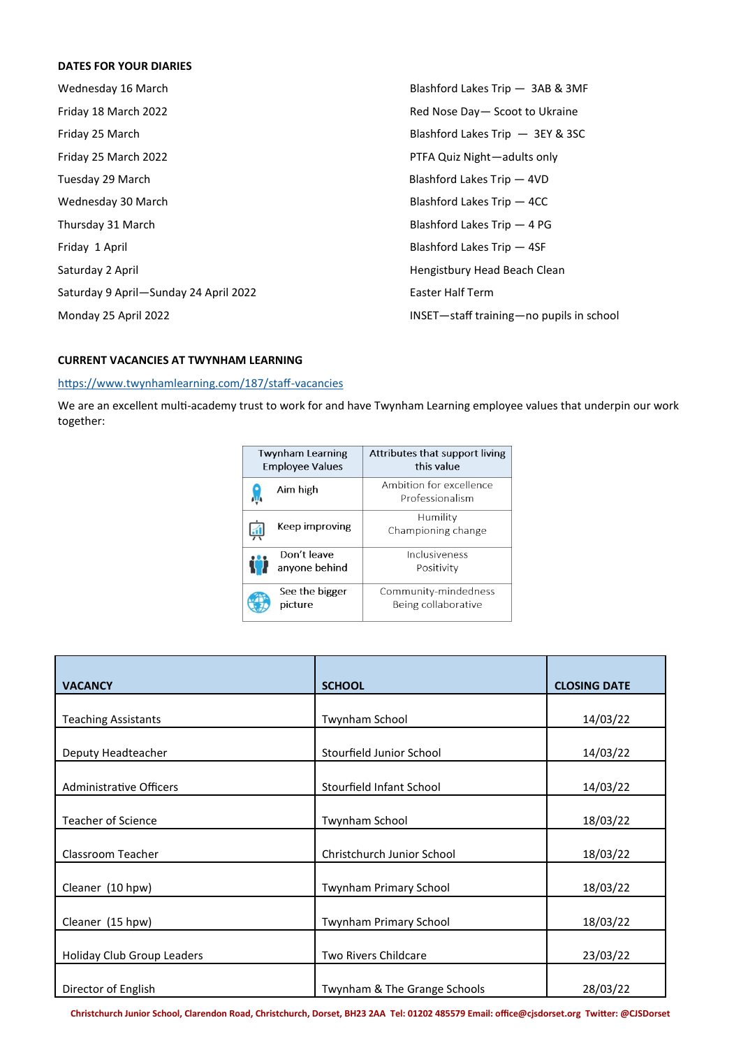## DATES FOR YOUR DIARIES

| | |
|---|---|
| Wednesday 16 March | Blashford Lakes Trip — 3AB & 3MF |
| Friday 18 March 2022 | Red Nose Day— Scoot to Ukraine |
| Friday 25 March | Blashford Lakes Trip — 3EY & 3SC |
| Friday 25 March 2022 | PTFA Quiz Night—adults only |
| Tuesday 29 March | Blashford Lakes Trip — 4VD |
| Wednesday 30 March | Blashford Lakes Trip — 4CC |
| Thursday 31 March | Blashford Lakes Trip — 4 PG |
| Friday 1 April | Blashford Lakes Trip — 4SF |
| Saturday 2 April | Hengistbury Head Beach Clean |
| Saturday 9 April—Sunday 24 April 2022 | Easter Half Term |
| Monday 25 April 2022 | INSET—staff training—no pupils in school |

## CURRENT VACANCIES AT TWYNHAM LEARNING

https://www.twynhamlearning.com/187/staff-vacancies

We are an excellent multi-academy trust to work for and have Twynham Learning employee values that underpin our work together:

| Twynham Learning Employee Values | Attributes that support living this value |
|---|---|
| Aim high | Ambition for excellence<br>Professionalism |
| Keep improving | Humility<br>Championing change |
| Don't leave anyone behind | Inclusiveness<br>Positivity |
| See the bigger picture | Community-mindedness<br>Being collaborative |

| VACANCY | SCHOOL | CLOSING DATE |
|---|---|---|
| Teaching Assistants | Twynham School | 14/03/22 |
| Deputy Headteacher | Stourfield Junior School | 14/03/22 |
| Administrative Officers | Stourfield Infant School | 14/03/22 |
| Teacher of Science | Twynham School | 18/03/22 |
| Classroom Teacher | Christchurch Junior School | 18/03/22 |
| Cleaner (10 hpw) | Twynham Primary School | 18/03/22 |
| Cleaner (15 hpw) | Twynham Primary School | 18/03/22 |
| Holiday Club Group Leaders | Two Rivers Childcare | 23/03/22 |
| Director of English | Twynham & The Grange Schools | 28/03/22 |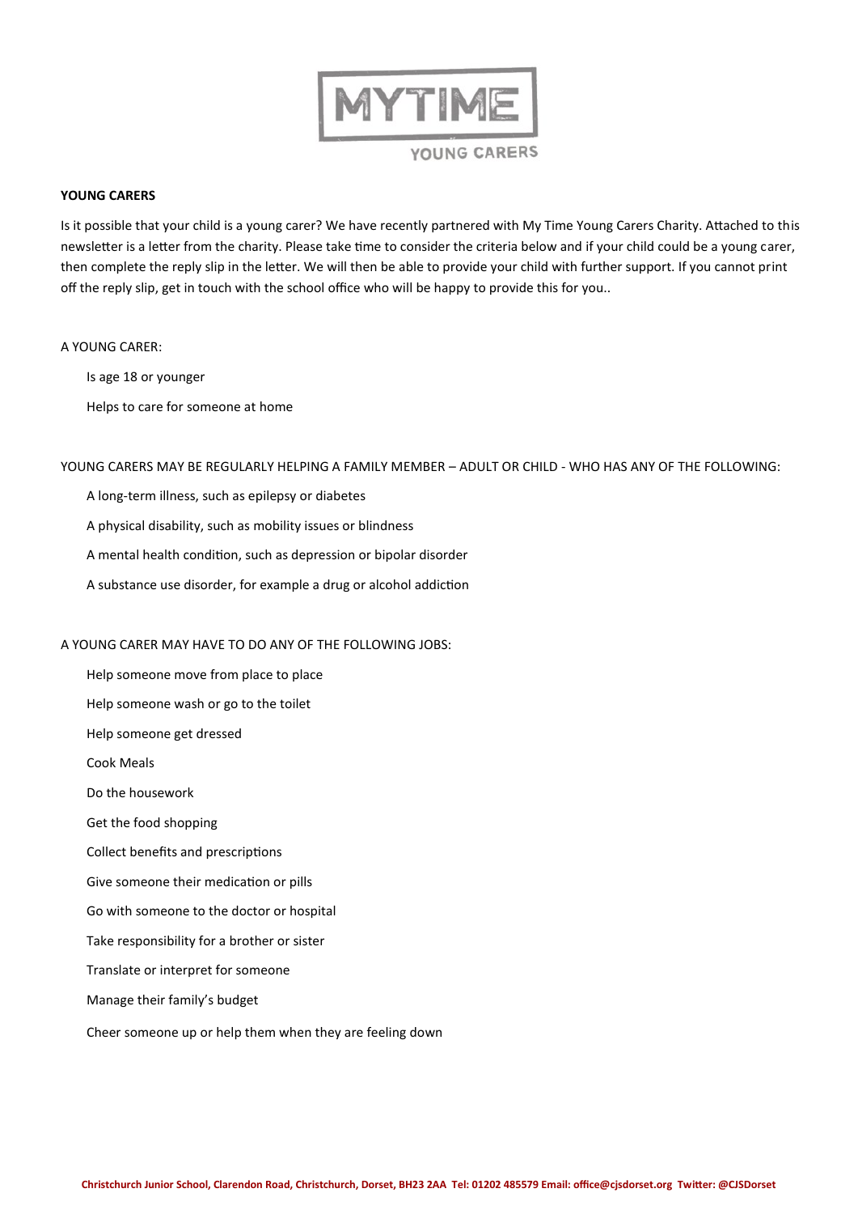MYTIME

YOUNG CARERS

**YOUNG CARERS**

Is it possible that your child is a young carer? We have recently partnered with My Time Young Carers Charity. Attached to this newsletter is a letter from the charity. Please take time to consider the criteria below and if your child could be a young carer, then complete the reply slip in the letter. We will then be able to provide your child with further support. If you cannot print off the reply slip, get in touch with the school office who will be happy to provide this for you..

A YOUNG CARER:

- Is age 18 or younger
- Helps to care for someone at home

YOUNG CARERS MAY BE REGULARLY HELPING A FAMILY MEMBER – ADULT OR CHILD - WHO HAS ANY OF THE FOLLOWING:

- A long-term illness, such as epilepsy or diabetes
- A physical disability, such as mobility issues or blindness
- A mental health condition, such as depression or bipolar disorder
- A substance use disorder, for example a drug or alcohol addiction

A YOUNG CARER MAY HAVE TO DO ANY OF THE FOLLOWING JOBS:

- Help someone move from place to place
- Help someone wash or go to the toilet
- Help someone get dressed
- Cook Meals
- Do the housework
- Get the food shopping
- Collect benefits and prescriptions
- Give someone their medication or pills
- Go with someone to the doctor or hospital
- Take responsibility for a brother or sister
- Translate or interpret for someone
- Manage their family's budget
- Cheer someone up or help them when they are feeling down

**Christchurch Junior School, Clarendon Road, Christchurch, Dorset, BH23 2AA Tel: 01202 485579 Email: office@cjsdorset.org Twitter: @CJSDorset**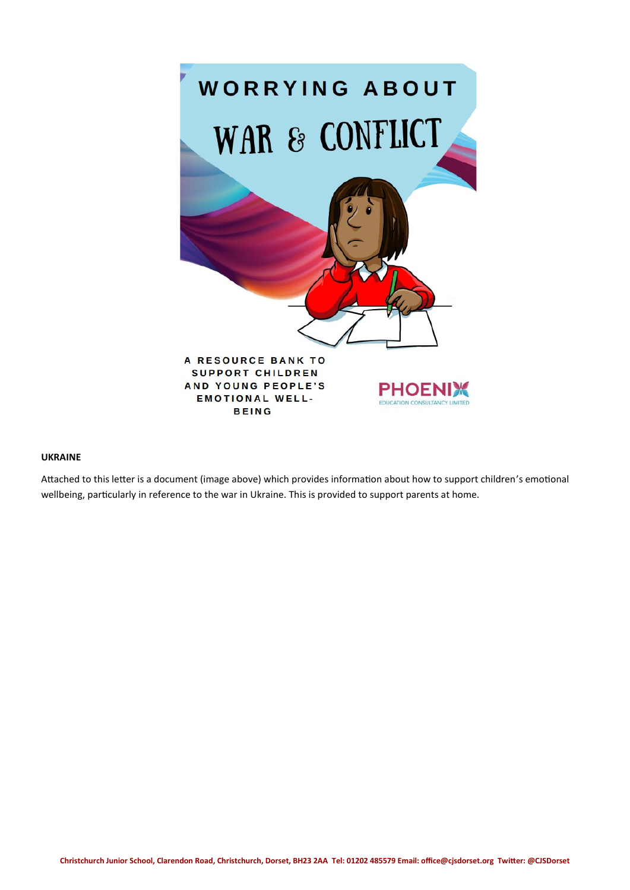WORRYING ABOUT

WAR & CONFLICT

A RESOURCE BANK TO SUPPORT CHILDREN AND YOUNG PEOPLE'S EMOTIONAL WELL-BEING

PHOENIX
EDUCATION CONSULTANCY LIMITED

**UKRAINE**

Attached to this letter is a document (image above) which provides information about how to support children's emotional wellbeing, particularly in reference to the war in Ukraine. This is provided to support parents at home.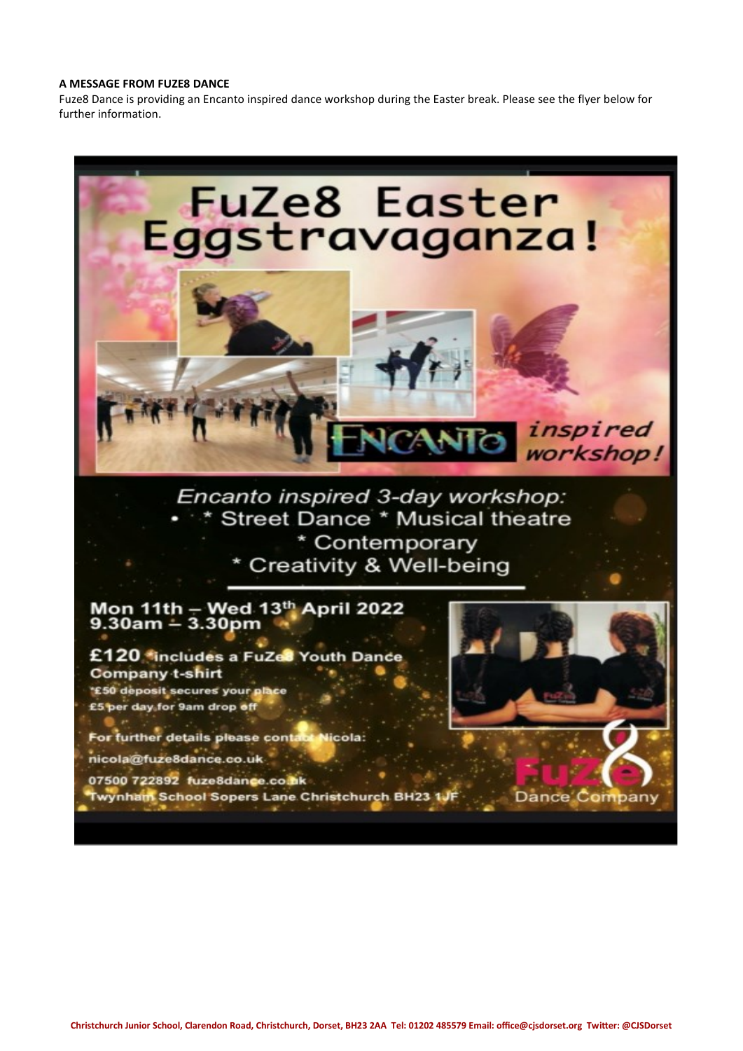**A MESSAGE FROM FUZE8 DANCE**

Fuze8 Dance is providing an Encanto inspired dance workshop during the Easter break. Please see the flyer below for further information.

# FuZe8 Easter Eggstravaganza!

ENCANTO *inspired workshop!*

*Encanto inspired 3-day workshop:*

- * Street Dance * Musical theatre
- * Contemporary
- * Creativity & Well-being

**Mon 11th – Wed 13th April 2022**
**9.30am – 3.30pm**

**£120 *includes a FuZe8 Youth Dance Company t-shirt**

*£50 deposit secures your place

£5 per day for 9am drop off

For further details please contact Nicola:

nicola@fuze8dance.co.uk

07500 722892 fuze8dance.co.uk

Twynham School Sopers Lane Christchurch BH23 1JF

FuZe8 Dance Company